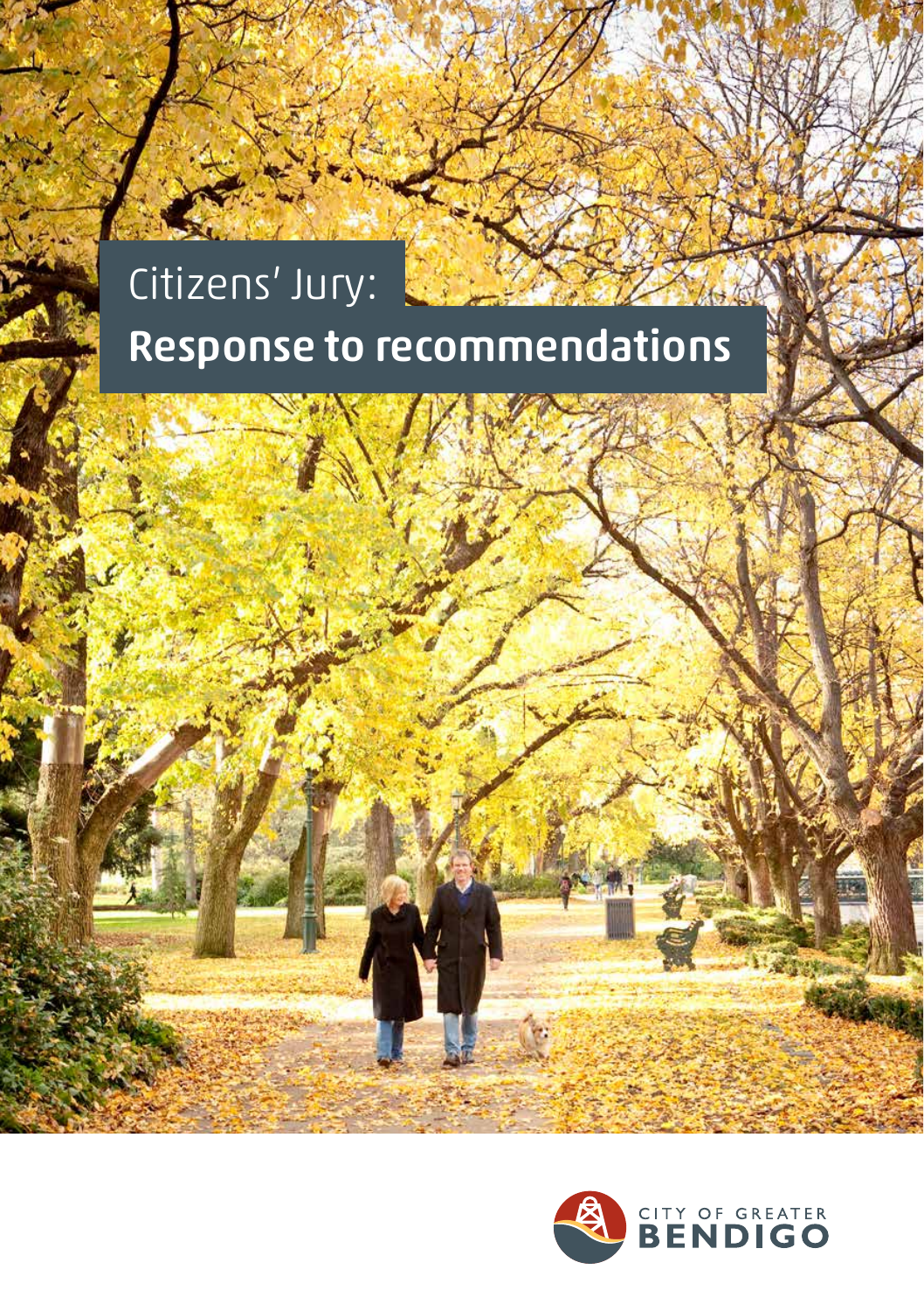# Citizens' Jury:
# Response to recommendations

CITY OF GREATER BENDIGO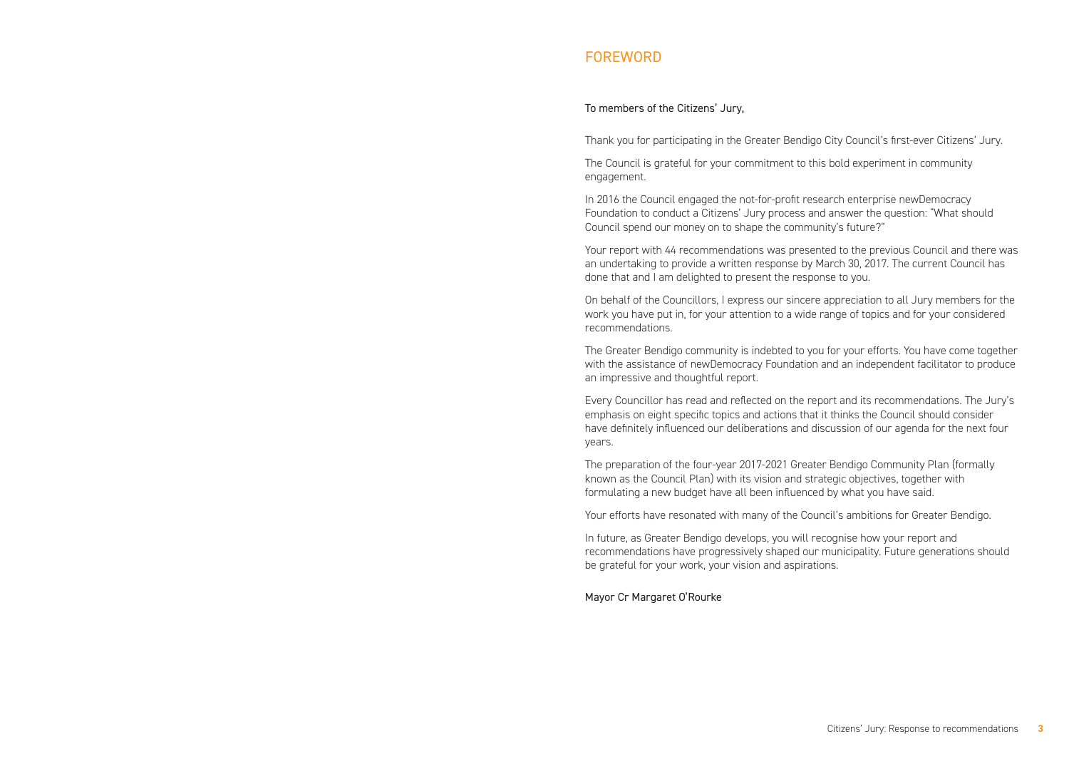# FOREWORD

To members of the Citizens' Jury,

Thank you for participating in the Greater Bendigo City Council's first-ever Citizens' Jury.

The Council is grateful for your commitment to this bold experiment in community engagement.

In 2016 the Council engaged the not-for-profit research enterprise newDemocracy Foundation to conduct a Citizens' Jury process and answer the question: "What should Council spend our money on to shape the community's future?"

Your report with 44 recommendations was presented to the previous Council and there was an undertaking to provide a written response by March 30, 2017. The current Council has done that and I am delighted to present the response to you.

On behalf of the Councillors, I express our sincere appreciation to all Jury members for the work you have put in, for your attention to a wide range of topics and for your considered recommendations.

The Greater Bendigo community is indebted to you for your efforts. You have come together with the assistance of newDemocracy Foundation and an independent facilitator to produce an impressive and thoughtful report.

Every Councillor has read and reflected on the report and its recommendations. The Jury's emphasis on eight specific topics and actions that it thinks the Council should consider have definitely influenced our deliberations and discussion of our agenda for the next four years.

The preparation of the four-year 2017-2021 Greater Bendigo Community Plan (formally known as the Council Plan) with its vision and strategic objectives, together with formulating a new budget have all been influenced by what you have said.

Your efforts have resonated with many of the Council's ambitions for Greater Bendigo.

In future, as Greater Bendigo develops, you will recognise how your report and recommendations have progressively shaped our municipality. Future generations should be grateful for your work, your vision and aspirations.

Mayor Cr Margaret O'Rourke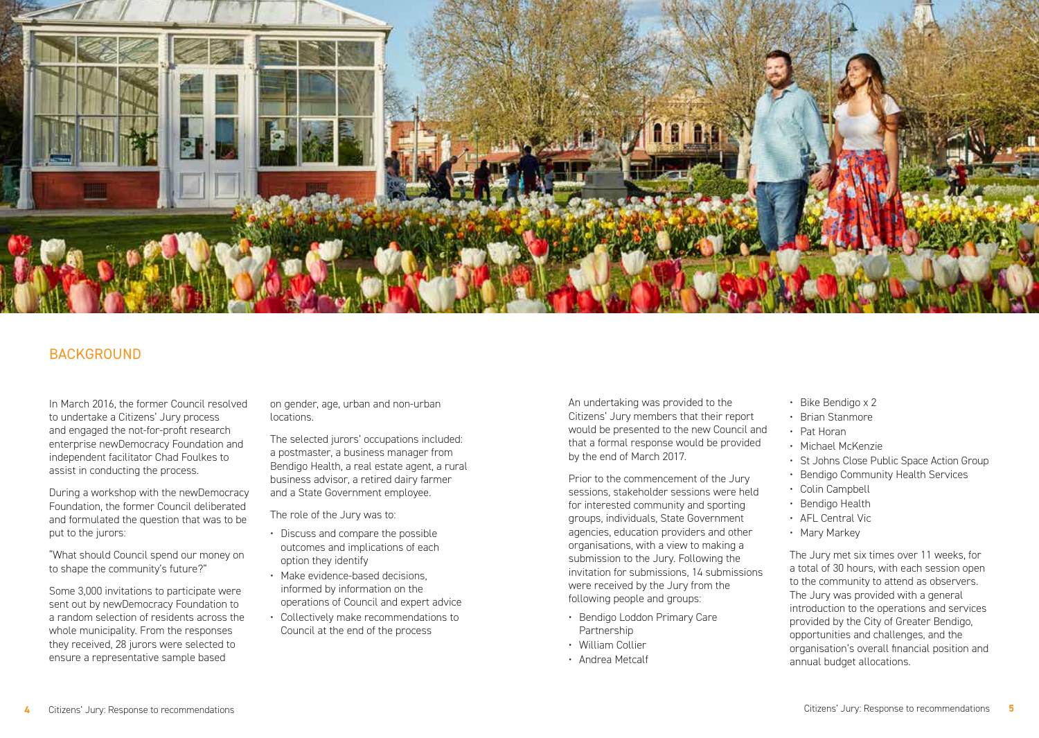## BACKGROUND

In March 2016, the former Council resolved to undertake a Citizens' Jury process and engaged the not-for-profit research enterprise newDemocracy Foundation and independent facilitator Chad Foulkes to assist in conducting the process.

During a workshop with the newDemocracy Foundation, the former Council deliberated and formulated the question that was to be put to the jurors:

"What should Council spend our money on to shape the community's future?"

Some 3,000 invitations to participate were sent out by newDemocracy Foundation to a random selection of residents across the whole municipality. From the responses they received, 28 jurors were selected to ensure a representative sample based on gender, age, urban and non-urban locations.

The selected jurors' occupations included: a postmaster, a business manager from Bendigo Health, a real estate agent, a rural business advisor, a retired dairy farmer and a State Government employee.

The role of the Jury was to:

- Discuss and compare the possible outcomes and implications of each option they identify
- Make evidence-based decisions, informed by information on the operations of Council and expert advice
- Collectively make recommendations to Council at the end of the process

An undertaking was provided to the Citizens' Jury members that their report would be presented to the new Council and that a formal response would be provided by the end of March 2017.

Prior to the commencement of the Jury sessions, stakeholder sessions were held for interested community and sporting groups, individuals, State Government agencies, education providers and other organisations, with a view to making a submission to the Jury. Following the invitation for submissions, 14 submissions were received by the Jury from the following people and groups:

- Bendigo Loddon Primary Care Partnership
- William Collier
- Andrea Metcalf
- Bike Bendigo x 2
- Brian Stanmore
- Pat Horan
- Michael McKenzie
- St Johns Close Public Space Action Group
- Bendigo Community Health Services
- Colin Campbell
- Bendigo Health
- AFL Central Vic
- Mary Markey

The Jury met six times over 11 weeks, for a total of 30 hours, with each session open to the community to attend as observers. The Jury was provided with a general introduction to the operations and services provided by the City of Greater Bendigo, opportunities and challenges, and the organisation's overall financial position and annual budget allocations.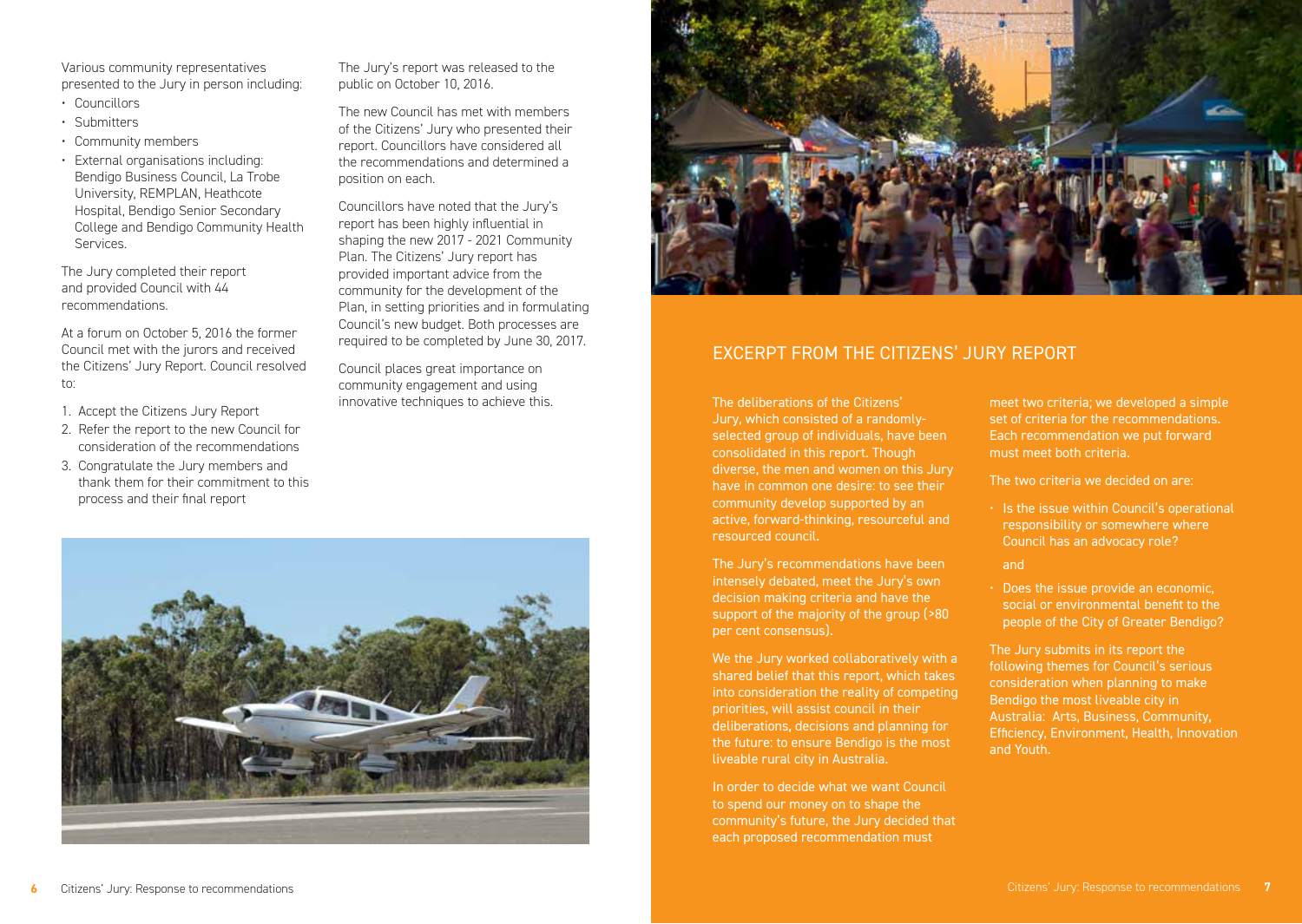Various community representatives presented to the Jury in person including:

- Councillors
- Submitters
- Community members
- External organisations including: Bendigo Business Council, La Trobe University, REMPLAN, Heathcote Hospital, Bendigo Senior Secondary College and Bendigo Community Health Services.

The Jury completed their report and provided Council with 44 recommendations.

At a forum on October 5, 2016 the former Council met with the jurors and received the Citizens' Jury Report. Council resolved to:

1. Accept the Citizens Jury Report
2. Refer the report to the new Council for consideration of the recommendations
3. Congratulate the Jury members and thank them for their commitment to this process and their final report

The Jury's report was released to the public on October 10, 2016.

The new Council has met with members of the Citizens' Jury who presented their report. Councillors have considered all the recommendations and determined a position on each.

Councillors have noted that the Jury's report has been highly influential in shaping the new 2017 - 2021 Community Plan. The Citizens' Jury report has provided important advice from the community for the development of the Plan, in setting priorities and in formulating Council's new budget. Both processes are required to be completed by June 30, 2017.

Council places great importance on community engagement and using innovative techniques to achieve this.

## EXCERPT FROM THE CITIZENS' JURY REPORT

The deliberations of the Citizens' Jury, which consisted of a randomly-selected group of individuals, have been consolidated in this report. Though diverse, the men and women on this Jury have in common one desire: to see their community develop supported by an active, forward-thinking, resourceful and resourced council.

The Jury's recommendations have been intensely debated, meet the Jury's own decision making criteria and have the support of the majority of the group (>80 per cent consensus).

We the Jury worked collaboratively with a shared belief that this report, which takes into consideration the reality of competing priorities, will assist council in their deliberations, decisions and planning for the future: to ensure Bendigo is the most liveable rural city in Australia.

In order to decide what we want Council to spend our money on to shape the community's future, the Jury decided that each proposed recommendation must meet two criteria; we developed a simple set of criteria for the recommendations. Each recommendation we put forward must meet both criteria.

The two criteria we decided on are:

- Is the issue within Council's operational responsibility or somewhere where Council has an advocacy role?

  and

- Does the issue provide an economic, social or environmental benefit to the people of the City of Greater Bendigo?

The Jury submits in its report the following themes for Council's serious consideration when planning to make Bendigo the most liveable city in Australia: Arts, Business, Community, Efficiency, Environment, Health, Innovation and Youth.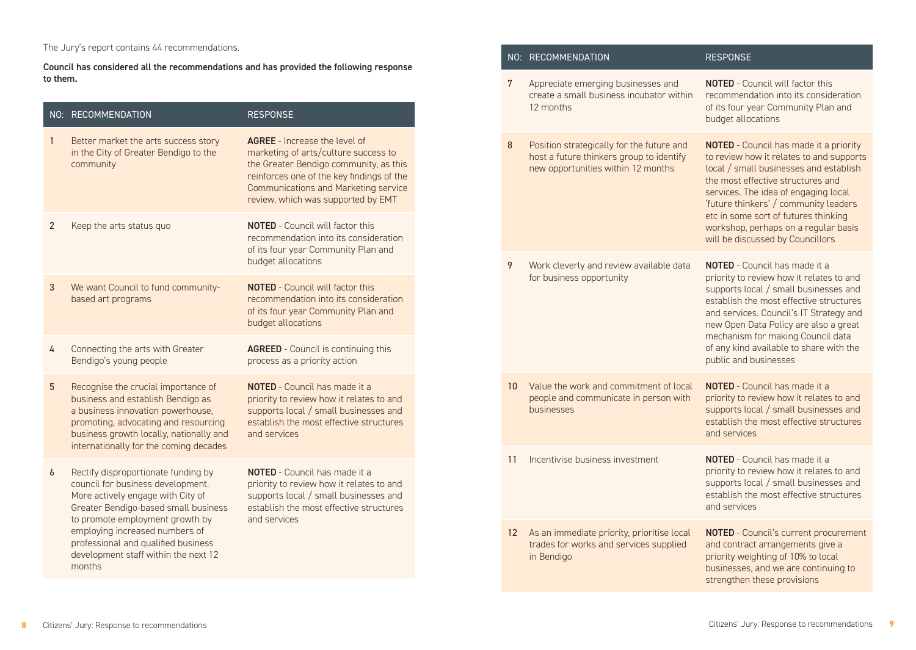The Jury's report contains 44 recommendations.

**Council has considered all the recommendations and has provided the following response to them.**

| NO: | RECOMMENDATION | RESPONSE |
|---|---|---|
| 1 | Better market the arts success story in the City of Greater Bendigo to the community | **AGREE** - Increase the level of marketing of arts/culture success to the Greater Bendigo community, as this reinforces one of the key findings of the Communications and Marketing service review, which was supported by EMT |
| 2 | Keep the arts status quo | **NOTED** - Council will factor this recommendation into its consideration of its four year Community Plan and budget allocations |
| 3 | We want Council to fund community-based art programs | **NOTED** - Council will factor this recommendation into its consideration of its four year Community Plan and budget allocations |
| 4 | Connecting the arts with Greater Bendigo's young people | **AGREED** - Council is continuing this process as a priority action |
| 5 | Recognise the crucial importance of business and establish Bendigo as a business innovation powerhouse, promoting, advocating and resourcing business growth locally, nationally and internationally for the coming decades | **NOTED** - Council has made it a priority to review how it relates to and supports local / small businesses and establish the most effective structures and services |
| 6 | Rectify disproportionate funding by council for business development. More actively engage with City of Greater Bendigo-based small business to promote employment growth by employing increased numbers of professional and qualified business development staff within the next 12 months | **NOTED** - Council has made it a priority to review how it relates to and supports local / small businesses and establish the most effective structures and services |
| 7 | Appreciate emerging businesses and create a small business incubator within 12 months | **NOTED** - Council will factor this recommendation into its consideration of its four year Community Plan and budget allocations |
| 8 | Position strategically for the future and host a future thinkers group to identify new opportunities within 12 months | **NOTED** - Council has made it a priority to review how it relates to and supports local / small businesses and establish the most effective structures and services. The idea of engaging local 'future thinkers' / community leaders etc in some sort of futures thinking workshop, perhaps on a regular basis will be discussed by Councillors |
| 9 | Work cleverly and review available data for business opportunity | **NOTED** - Council has made it a priority to review how it relates to and supports local / small businesses and establish the most effective structures and services. Council's IT Strategy and new Open Data Policy are also a great mechanism for making Council data of any kind available to share with the public and businesses |
| 10 | Value the work and commitment of local people and communicate in person with businesses | **NOTED** - Council has made it a priority to review how it relates to and supports local / small businesses and establish the most effective structures and services |
| 11 | Incentivise business investment | **NOTED** - Council has made it a priority to review how it relates to and supports local / small businesses and establish the most effective structures and services |
| 12 | As an immediate priority, prioritise local trades for works and services supplied in Bendigo | **NOTED** - Council's current procurement and contract arrangements give a priority weighting of 10% to local businesses, and we are continuing to strengthen these provisions |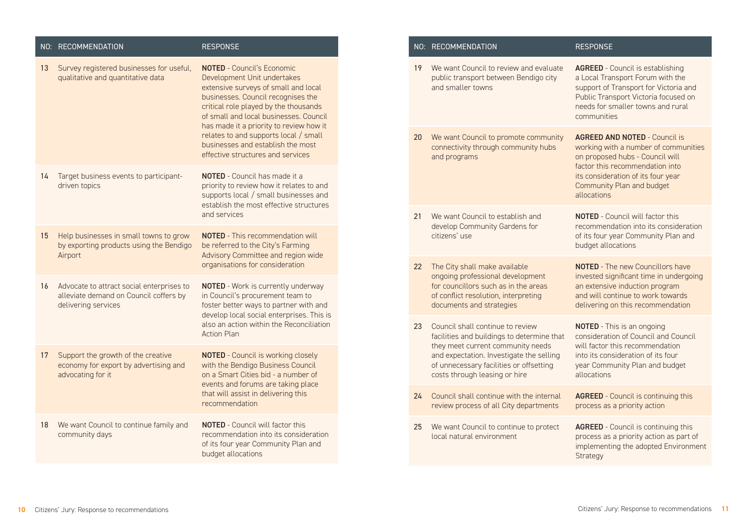| NO: | RECOMMENDATION | RESPONSE |
| --- | --- | --- |
| 13 | Survey registered businesses for useful, qualitative and quantitative data | **NOTED** - Council's Economic Development Unit undertakes extensive surveys of small and local businesses. Council recognises the critical role played by the thousands of small and local businesses. Council has made it a priority to review how it relates to and supports local / small businesses and establish the most effective structures and services |
| 14 | Target business events to participant-driven topics | **NOTED** - Council has made it a priority to review how it relates to and supports local / small businesses and establish the most effective structures and services |
| 15 | Help businesses in small towns to grow by exporting products using the Bendigo Airport | **NOTED** - This recommendation will be referred to the City's Farming Advisory Committee and region wide organisations for consideration |
| 16 | Advocate to attract social enterprises to alleviate demand on Council coffers by delivering services | **NOTED** - Work is currently underway in Council's procurement team to foster better ways to partner with and develop local social enterprises. This is also an action within the Reconciliation Action Plan |
| 17 | Support the growth of the creative economy for export by advertising and advocating for it | **NOTED** - Council is working closely with the Bendigo Business Council on a Smart Cities bid - a number of events and forums are taking place that will assist in delivering this recommendation |
| 18 | We want Council to continue family and community days | **NOTED** - Council will factor this recommendation into its consideration of its four year Community Plan and budget allocations |
| 19 | We want Council to review and evaluate public transport between Bendigo city and smaller towns | **AGREED** - Council is establishing a Local Transport Forum with the support of Transport for Victoria and Public Transport Victoria focused on needs for smaller towns and rural communities |
| 20 | We want Council to promote community connectivity through community hubs and programs | **AGREED AND NOTED** - Council is working with a number of communities on proposed hubs - Council will factor this recommendation into its consideration of its four year Community Plan and budget allocations |
| 21 | We want Council to establish and develop Community Gardens for citizens' use | **NOTED** - Council will factor this recommendation into its consideration of its four year Community Plan and budget allocations |
| 22 | The City shall make available ongoing professional development for councillors such as in the areas of conflict resolution, interpreting documents and strategies | **NOTED** - The new Councillors have invested significant time in undergoing an extensive induction program and will continue to work towards delivering on this recommendation |
| 23 | Council shall continue to review facilities and buildings to determine that they meet current community needs and expectation. Investigate the selling of unnecessary facilities or offsetting costs through leasing or hire | **NOTED** - This is an ongoing consideration of Council and Council will factor this recommendation into its consideration of its four year Community Plan and budget allocations |
| 24 | Council shall continue with the internal review process of all City departments | **AGREED** - Council is continuing this process as a priority action |
| 25 | We want Council to continue to protect local natural environment | **AGREED** - Council is continuing this process as a priority action as part of implementing the adopted Environment Strategy |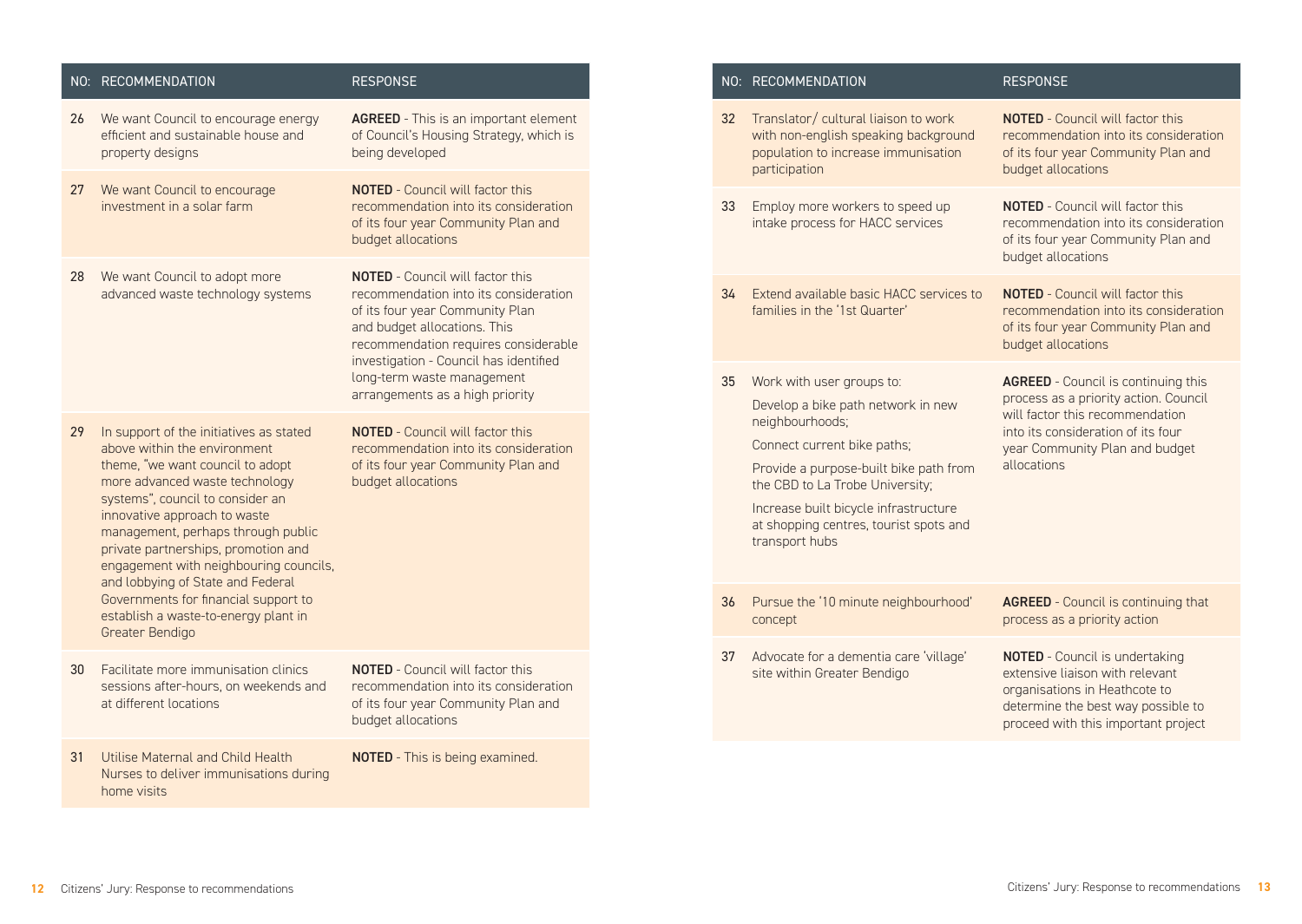| NO: | RECOMMENDATION | RESPONSE |
|---|---|---|
| 26 | We want Council to encourage energy efficient and sustainable house and property designs | **AGREED** - This is an important element of Council's Housing Strategy, which is being developed |
| 27 | We want Council to encourage investment in a solar farm | **NOTED** - Council will factor this recommendation into its consideration of its four year Community Plan and budget allocations |
| 28 | We want Council to adopt more advanced waste technology systems | **NOTED** - Council will factor this recommendation into its consideration of its four year Community Plan and budget allocations. This recommendation requires considerable investigation - Council has identified long-term waste management arrangements as a high priority |
| 29 | In support of the initiatives as stated above within the environment theme, "we want council to adopt more advanced waste technology systems", council to consider an innovative approach to waste management, perhaps through public private partnerships, promotion and engagement with neighbouring councils, and lobbying of State and Federal Governments for financial support to establish a waste-to-energy plant in Greater Bendigo | **NOTED** - Council will factor this recommendation into its consideration of its four year Community Plan and budget allocations |
| 30 | Facilitate more immunisation clinics sessions after-hours, on weekends and at different locations | **NOTED** - Council will factor this recommendation into its consideration of its four year Community Plan and budget allocations |
| 31 | Utilise Maternal and Child Health Nurses to deliver immunisations during home visits | **NOTED** - This is being examined. |

| NO: | RECOMMENDATION | RESPONSE |
|---|---|---|
| 32 | Translator/ cultural liaison to work with non-english speaking background population to increase immunisation participation | **NOTED** - Council will factor this recommendation into its consideration of its four year Community Plan and budget allocations |
| 33 | Employ more workers to speed up intake process for HACC services | **NOTED** - Council will factor this recommendation into its consideration of its four year Community Plan and budget allocations |
| 34 | Extend available basic HACC services to families in the '1st Quarter' | **NOTED** - Council will factor this recommendation into its consideration of its four year Community Plan and budget allocations |
| 35 | Work with user groups to:<br>Develop a bike path network in new neighbourhoods;<br>Connect current bike paths;<br>Provide a purpose-built bike path from the CBD to La Trobe University;<br>Increase built bicycle infrastructure at shopping centres, tourist spots and transport hubs | **AGREED** - Council is continuing this process as a priority action. Council will factor this recommendation into its consideration of its four year Community Plan and budget allocations |
| 36 | Pursue the '10 minute neighbourhood' concept | **AGREED** - Council is continuing that process as a priority action |
| 37 | Advocate for a dementia care 'village' site within Greater Bendigo | **NOTED** - Council is undertaking extensive liaison with relevant organisations in Heathcote to determine the best way possible to proceed with this important project |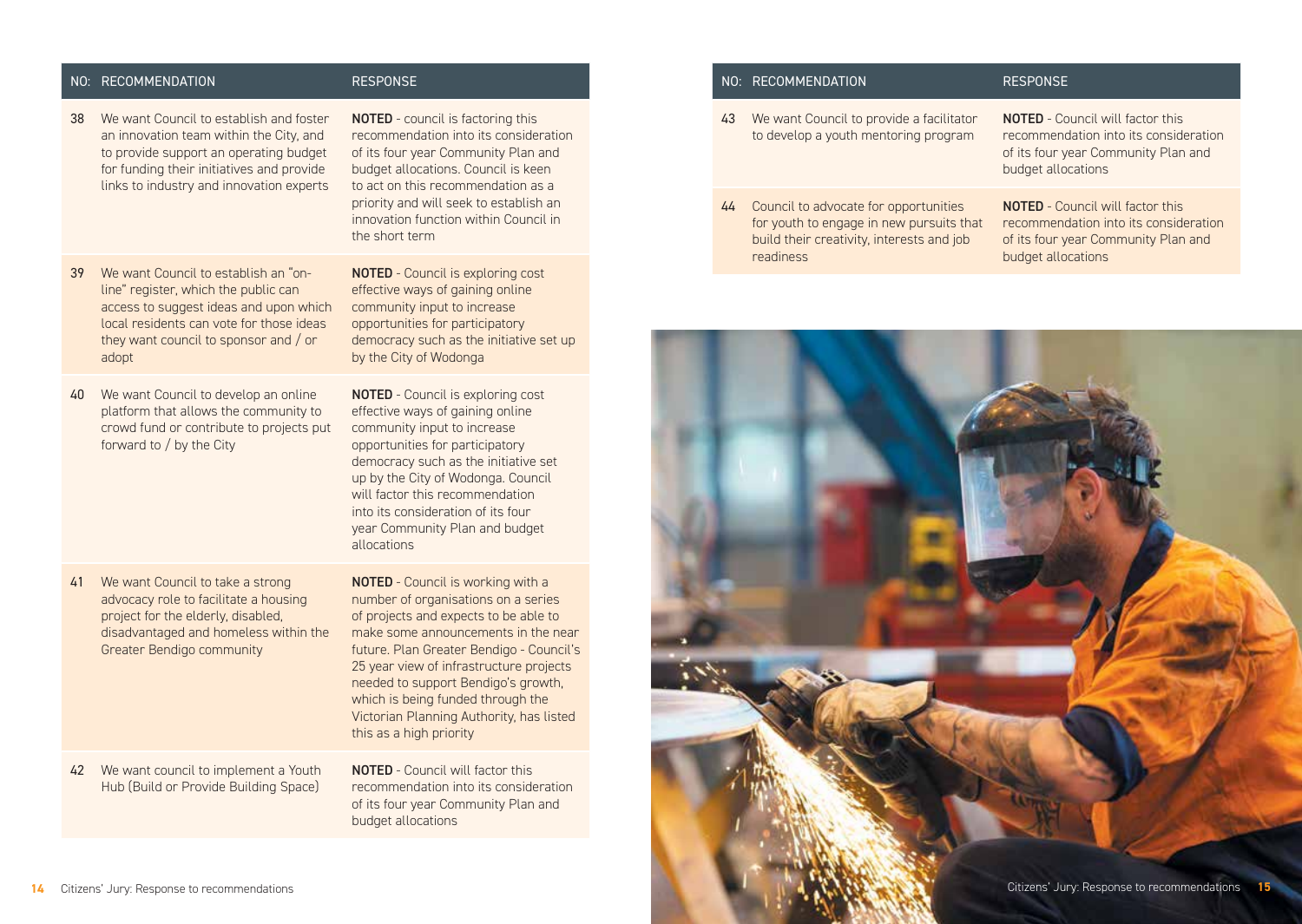| NO: | RECOMMENDATION | RESPONSE |
|---|---|---|
| 38 | We want Council to establish and foster an innovation team within the City, and to provide support an operating budget for funding their initiatives and provide links to industry and innovation experts | **NOTED** - council is factoring this recommendation into its consideration of its four year Community Plan and budget allocations. Council is keen to act on this recommendation as a priority and will seek to establish an innovation function within Council in the short term |
| 39 | We want Council to establish an "on-line" register, which the public can access to suggest ideas and upon which local residents can vote for those ideas they want council to sponsor and / or adopt | **NOTED** - Council is exploring cost effective ways of gaining online community input to increase opportunities for participatory democracy such as the initiative set up by the City of Wodonga |
| 40 | We want Council to develop an online platform that allows the community to crowd fund or contribute to projects put forward to / by the City | **NOTED** - Council is exploring cost effective ways of gaining online community input to increase opportunities for participatory democracy such as the initiative set up by the City of Wodonga. Council will factor this recommendation into its consideration of its four year Community Plan and budget allocations |
| 41 | We want Council to take a strong advocacy role to facilitate a housing project for the elderly, disabled, disadvantaged and homeless within the Greater Bendigo community | **NOTED** - Council is working with a number of organisations on a series of projects and expects to be able to make some announcements in the near future. Plan Greater Bendigo - Council's 25 year view of infrastructure projects needed to support Bendigo's growth, which is being funded through the Victorian Planning Authority, has listed this as a high priority |
| 42 | We want council to implement a Youth Hub (Build or Provide Building Space) | **NOTED** - Council will factor this recommendation into its consideration of its four year Community Plan and budget allocations |
| 43 | We want Council to provide a facilitator to develop a youth mentoring program | **NOTED** - Council will factor this recommendation into its consideration of its four year Community Plan and budget allocations |
| 44 | Council to advocate for opportunities for youth to engage in new pursuits that build their creativity, interests and job readiness | **NOTED** - Council will factor this recommendation into its consideration of its four year Community Plan and budget allocations |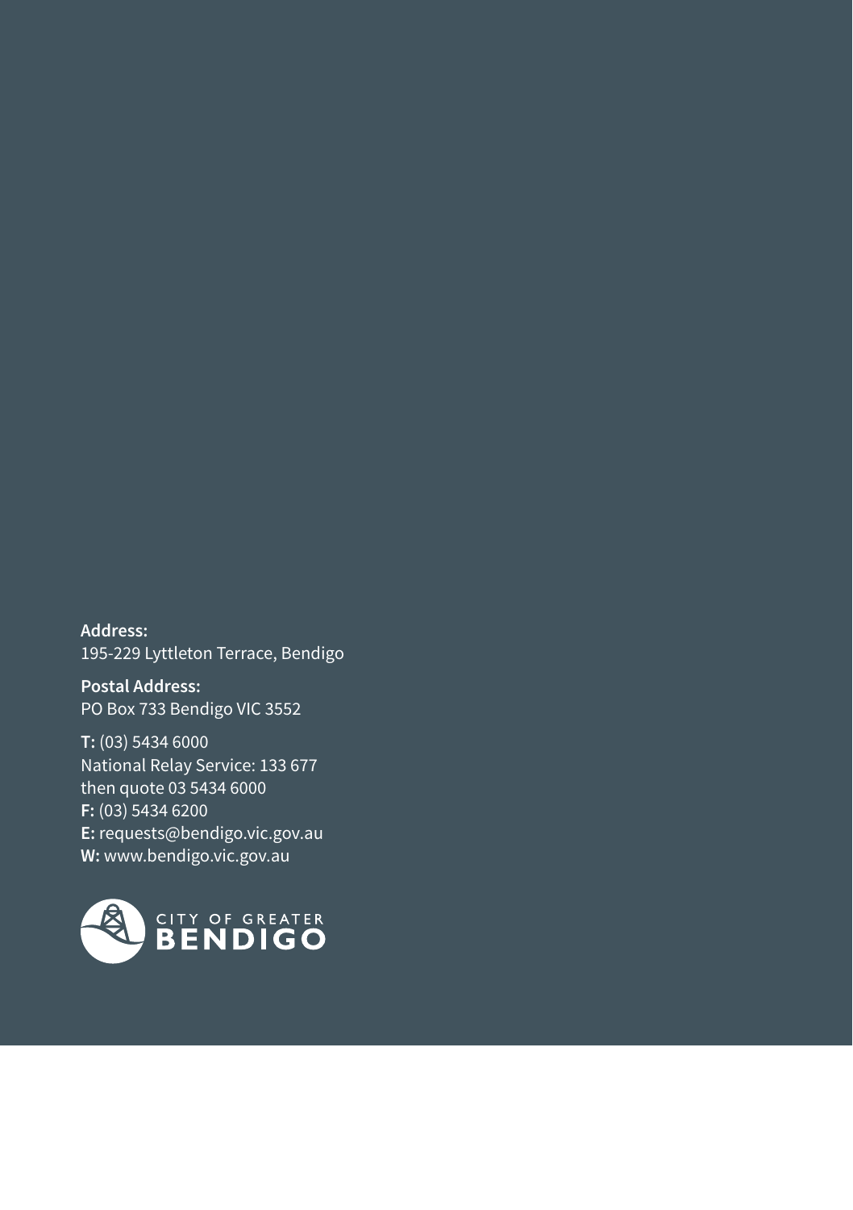**Address:**
195-229 Lyttleton Terrace, Bendigo

**Postal Address:**
PO Box 733 Bendigo VIC 3552

**T:** (03) 5434 6000
National Relay Service: 133 677
then quote 03 5434 6000
**F:** (03) 5434 6200
**E:** requests@bendigo.vic.gov.au
**W:** www.bendigo.vic.gov.au

CITY OF GREATER
BENDIGO